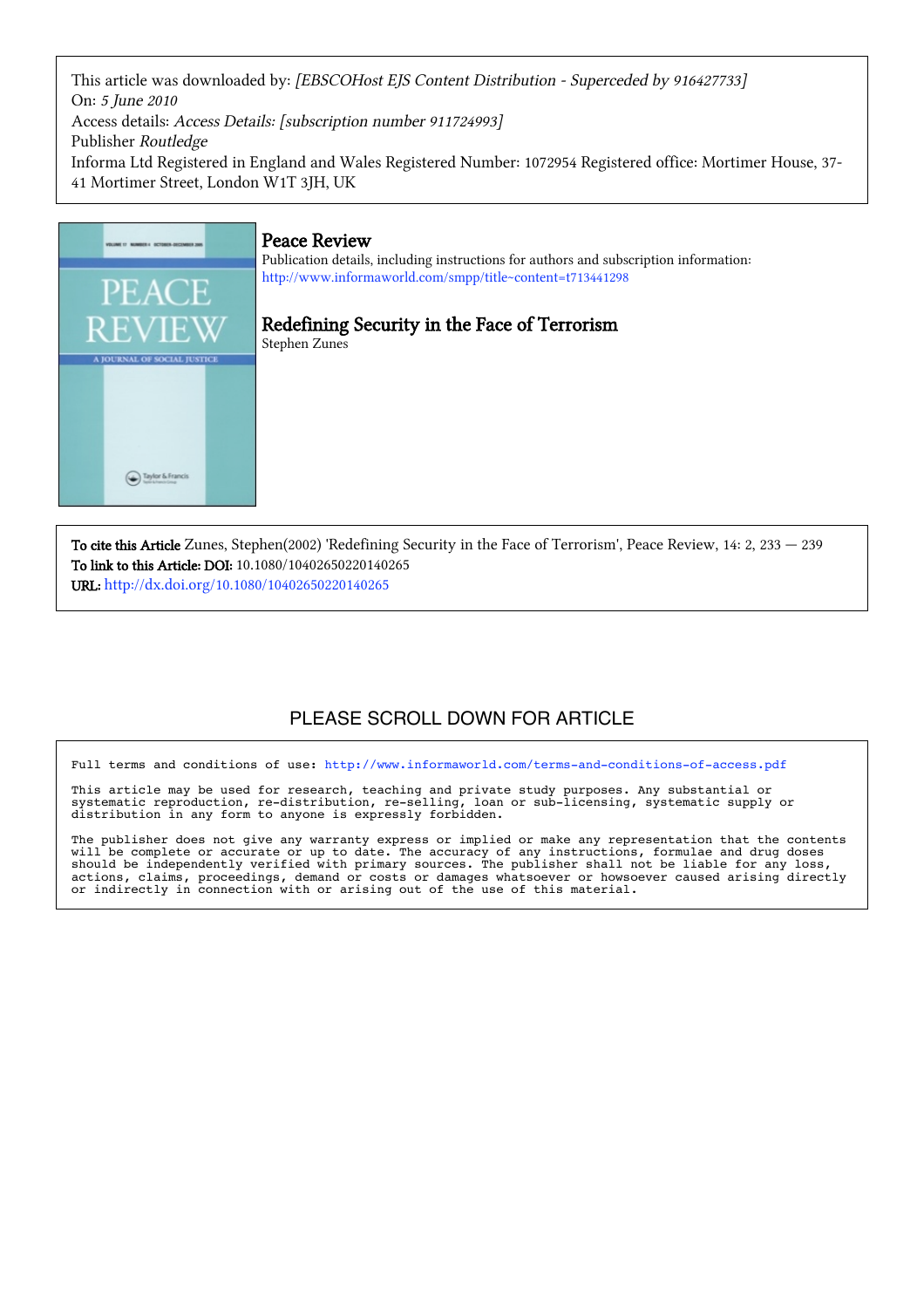This article was downloaded by: *[EBSCOHost EJS Content Distribution - Superceded by 916427733]*
On: *5 June 2010*
Access details: *Access Details: [subscription number 911724993]*
Publisher *Routledge*
Informa Ltd Registered in England and Wales Registered Number: 1072954 Registered office: Mortimer House, 37-41 Mortimer Street, London W1T 3JH, UK

# Peace Review

Publication details, including instructions for authors and subscription information:
http://www.informaworld.com/smpp/title~content=t713441298

## Redefining Security in the Face of Terrorism

Stephen Zunes

**To cite this Article** Zunes, Stephen(2002) 'Redefining Security in the Face of Terrorism', Peace Review, 14: 2, 233 — 239
**To link to this Article: DOI:** 10.1080/10402650220140265
**URL:** http://dx.doi.org/10.1080/10402650220140265

PLEASE SCROLL DOWN FOR ARTICLE

```
Full terms and conditions of use: http://www.informaworld.com/terms-and-conditions-of-access.pdf

This article may be used for research, teaching and private study purposes. Any substantial or
systematic reproduction, re-distribution, re-selling, loan or sub-licensing, systematic supply or
distribution in any form to anyone is expressly forbidden.

The publisher does not give any warranty express or implied or make any representation that the contents
will be complete or accurate or up to date. The accuracy of any instructions, formulae and drug doses
should be independently verified with primary sources. The publisher shall not be liable for any loss,
actions, claims, proceedings, demand or costs or damages whatsoever or howsoever caused arising directly
or indirectly in connection with or arising out of the use of this material.
```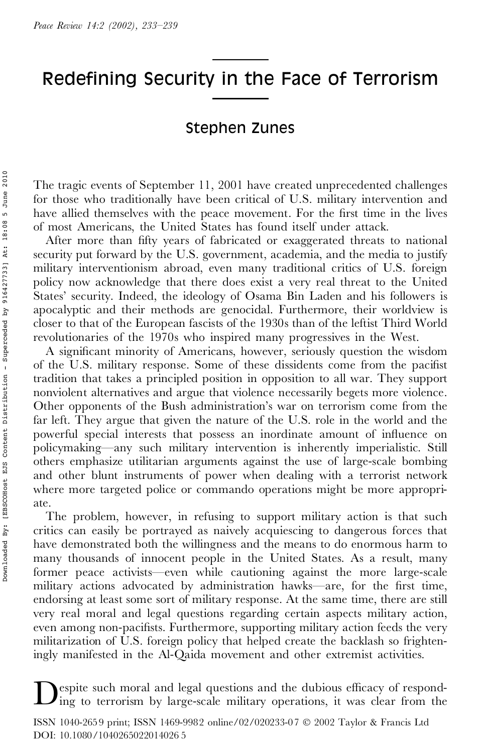# Redefining Security in the Face of Terrorism

## Stephen Zunes

The tragic events of September 11, 2001 have created unprecedented challenges for those who traditionally have been critical of U.S. military intervention and have allied themselves with the peace movement. For the first time in the lives of most Americans, the United States has found itself under attack.

After more than fifty years of fabricated or exaggerated threats to national security put forward by the U.S. government, academia, and the media to justify military interventionism abroad, even many traditional critics of U.S. foreign policy now acknowledge that there does exist a very real threat to the United States' security. Indeed, the ideology of Osama Bin Laden and his followers is apocalyptic and their methods are genocidal. Furthermore, their worldview is closer to that of the European fascists of the 1930s than of the leftist Third World revolutionaries of the 1970s who inspired many progressives in the West.

A significant minority of Americans, however, seriously question the wisdom of the U.S. military response. Some of these dissidents come from the pacifist tradition that takes a principled position in opposition to all war. They support nonviolent alternatives and argue that violence necessarily begets more violence. Other opponents of the Bush administration's war on terrorism come from the far left. They argue that given the nature of the U.S. role in the world and the powerful special interests that possess an inordinate amount of influence on policymaking—any such military intervention is inherently imperialistic. Still others emphasize utilitarian arguments against the use of large-scale bombing and other blunt instruments of power when dealing with a terrorist network where more targeted police or commando operations might be more appropriate.

The problem, however, in refusing to support military action is that such critics can easily be portrayed as naively acquiescing to dangerous forces that have demonstrated both the willingness and the means to do enormous harm to many thousands of innocent people in the United States. As a result, many former peace activists—even while cautioning against the more large-scale military actions advocated by administration hawks—are, for the first time, endorsing at least some sort of military response. At the same time, there are still very real moral and legal questions regarding certain aspects military action, even among non-pacifists. Furthermore, supporting military action feeds the very militarization of U.S. foreign policy that helped create the backlash so frighteningly manifested in the Al-Qaida movement and other extremist activities.

Despite such moral and legal questions and the dubious efficacy of responding to terrorism by large-scale military operations, it was clear from the

ISSN 1040-2659 print; ISSN 1469-9982 online/02/020233-07 © 2002 Taylor & Francis Ltd
DOI: 10.1080/1040265022014026 5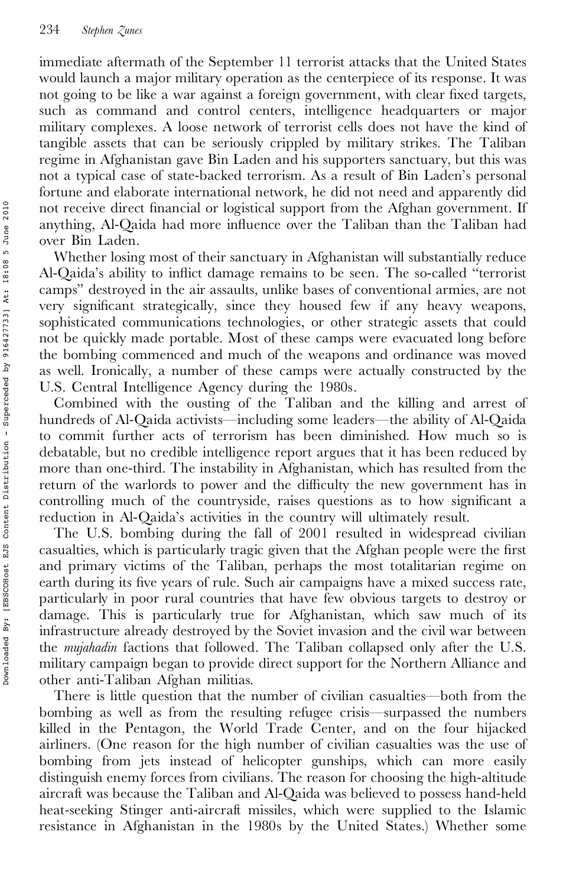immediate aftermath of the September 11 terrorist attacks that the United States would launch a major military operation as the centerpiece of its response. It was not going to be like a war against a foreign government, with clear fixed targets, such as command and control centers, intelligence headquarters or major military complexes. A loose network of terrorist cells does not have the kind of tangible assets that can be seriously crippled by military strikes. The Taliban regime in Afghanistan gave Bin Laden and his supporters sanctuary, but this was not a typical case of state-backed terrorism. As a result of Bin Laden's personal fortune and elaborate international network, he did not need and apparently did not receive direct financial or logistical support from the Afghan government. If anything, Al-Qaida had more influence over the Taliban than the Taliban had over Bin Laden.

Whether losing most of their sanctuary in Afghanistan will substantially reduce Al-Qaida's ability to inflict damage remains to be seen. The so-called "terrorist camps" destroyed in the air assaults, unlike bases of conventional armies, are not very significant strategically, since they housed few if any heavy weapons, sophisticated communications technologies, or other strategic assets that could not be quickly made portable. Most of these camps were evacuated long before the bombing commenced and much of the weapons and ordinance was moved as well. Ironically, a number of these camps were actually constructed by the U.S. Central Intelligence Agency during the 1980s.

Combined with the ousting of the Taliban and the killing and arrest of hundreds of Al-Qaida activists—including some leaders—the ability of Al-Qaida to commit further acts of terrorism has been diminished. How much so is debatable, but no credible intelligence report argues that it has been reduced by more than one-third. The instability in Afghanistan, which has resulted from the return of the warlords to power and the difficulty the new government has in controlling much of the countryside, raises questions as to how significant a reduction in Al-Qaida's activities in the country will ultimately result.

The U.S. bombing during the fall of 2001 resulted in widespread civilian casualties, which is particularly tragic given that the Afghan people were the first and primary victims of the Taliban, perhaps the most totalitarian regime on earth during its five years of rule. Such air campaigns have a mixed success rate, particularly in poor rural countries that have few obvious targets to destroy or damage. This is particularly true for Afghanistan, which saw much of its infrastructure already destroyed by the Soviet invasion and the civil war between the *mujahadin* factions that followed. The Taliban collapsed only after the U.S. military campaign began to provide direct support for the Northern Alliance and other anti-Taliban Afghan militias.

There is little question that the number of civilian casualties—both from the bombing as well as from the resulting refugee crisis—surpassed the numbers killed in the Pentagon, the World Trade Center, and on the four hijacked airliners. (One reason for the high number of civilian casualties was the use of bombing from jets instead of helicopter gunships, which can more easily distinguish enemy forces from civilians. The reason for choosing the high-altitude aircraft was because the Taliban and Al-Qaida was believed to possess hand-held heat-seeking Stinger anti-aircraft missiles, which were supplied to the Islamic resistance in Afghanistan in the 1980s by the United States.) Whether some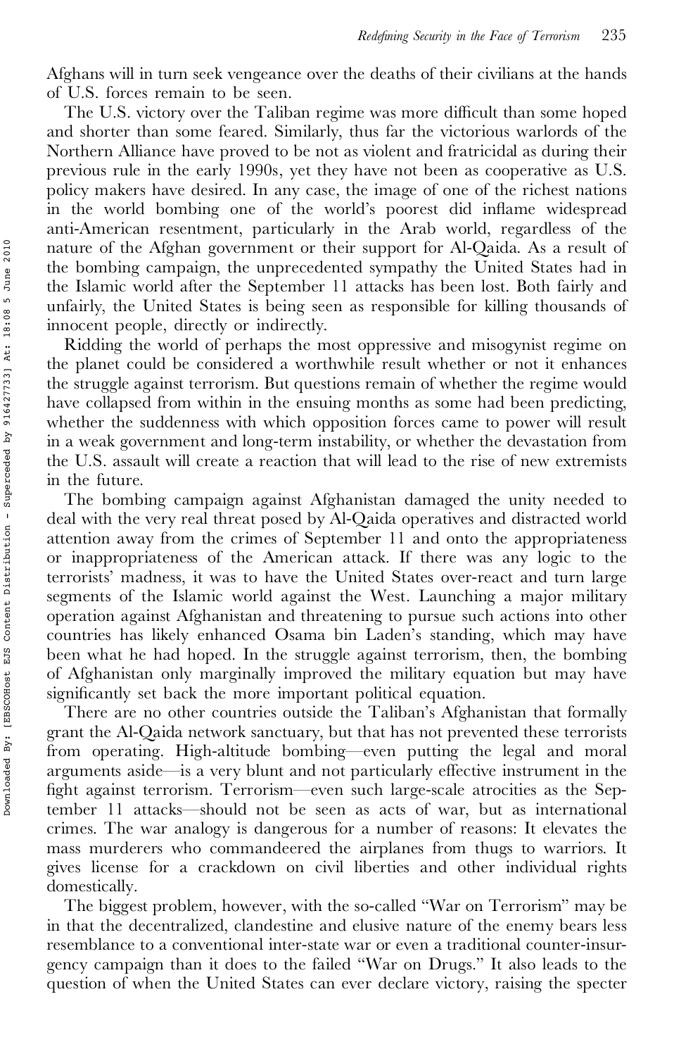Afghans will in turn seek vengeance over the deaths of their civilians at the hands of U.S. forces remain to be seen.

The U.S. victory over the Taliban regime was more difficult than some hoped and shorter than some feared. Similarly, thus far the victorious warlords of the Northern Alliance have proved to be not as violent and fratricidal as during their previous rule in the early 1990s, yet they have not been as cooperative as U.S. policy makers have desired. In any case, the image of one of the richest nations in the world bombing one of the world's poorest did inflame widespread anti-American resentment, particularly in the Arab world, regardless of the nature of the Afghan government or their support for Al-Qaida. As a result of the bombing campaign, the unprecedented sympathy the United States had in the Islamic world after the September 11 attacks has been lost. Both fairly and unfairly, the United States is being seen as responsible for killing thousands of innocent people, directly or indirectly.

Ridding the world of perhaps the most oppressive and misogynist regime on the planet could be considered a worthwhile result whether or not it enhances the struggle against terrorism. But questions remain of whether the regime would have collapsed from within in the ensuing months as some had been predicting, whether the suddenness with which opposition forces came to power will result in a weak government and long-term instability, or whether the devastation from the U.S. assault will create a reaction that will lead to the rise of new extremists in the future.

The bombing campaign against Afghanistan damaged the unity needed to deal with the very real threat posed by Al-Qaida operatives and distracted world attention away from the crimes of September 11 and onto the appropriateness or inappropriateness of the American attack. If there was any logic to the terrorists' madness, it was to have the United States over-react and turn large segments of the Islamic world against the West. Launching a major military operation against Afghanistan and threatening to pursue such actions into other countries has likely enhanced Osama bin Laden's standing, which may have been what he had hoped. In the struggle against terrorism, then, the bombing of Afghanistan only marginally improved the military equation but may have significantly set back the more important political equation.

There are no other countries outside the Taliban's Afghanistan that formally grant the Al-Qaida network sanctuary, but that has not prevented these terrorists from operating. High-altitude bombing—even putting the legal and moral arguments aside—is a very blunt and not particularly effective instrument in the fight against terrorism. Terrorism—even such large-scale atrocities as the September 11 attacks—should not be seen as acts of war, but as international crimes. The war analogy is dangerous for a number of reasons: It elevates the mass murderers who commandeered the airplanes from thugs to warriors. It gives license for a crackdown on civil liberties and other individual rights domestically.

The biggest problem, however, with the so-called "War on Terrorism" may be in that the decentralized, clandestine and elusive nature of the enemy bears less resemblance to a conventional inter-state war or even a traditional counter-insurgency campaign than it does to the failed "War on Drugs." It also leads to the question of when the United States can ever declare victory, raising the specter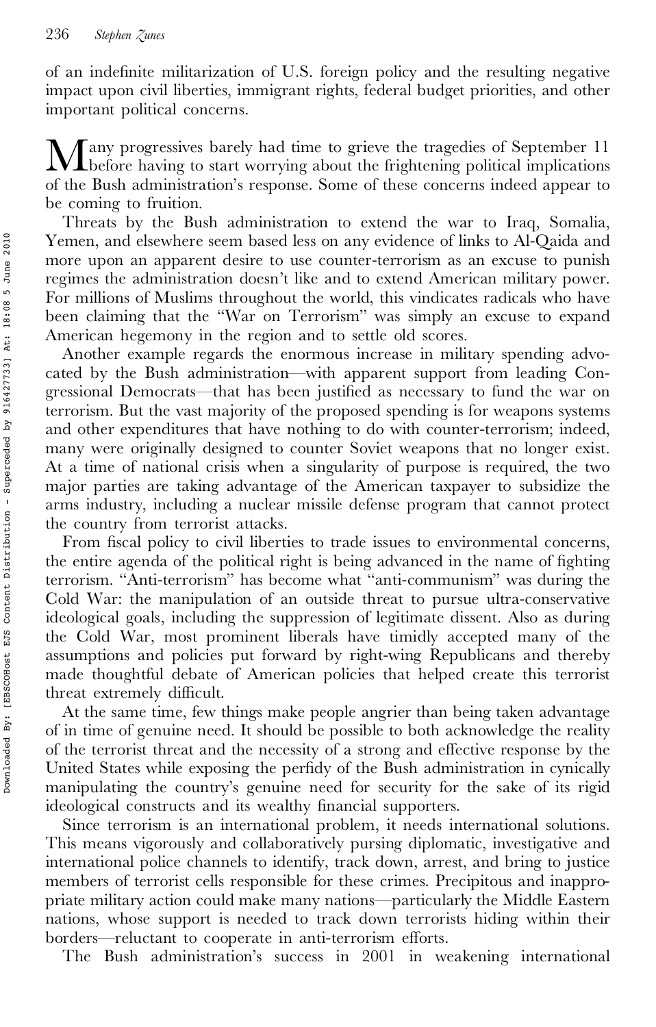of an indefinite militarization of U.S. foreign policy and the resulting negative impact upon civil liberties, immigrant rights, federal budget priorities, and other important political concerns.

Many progressives barely had time to grieve the tragedies of September 11 before having to start worrying about the frightening political implications of the Bush administration's response. Some of these concerns indeed appear to be coming to fruition.

Threats by the Bush administration to extend the war to Iraq, Somalia, Yemen, and elsewhere seem based less on any evidence of links to Al-Qaida and more upon an apparent desire to use counter-terrorism as an excuse to punish regimes the administration doesn't like and to extend American military power. For millions of Muslims throughout the world, this vindicates radicals who have been claiming that the "War on Terrorism" was simply an excuse to expand American hegemony in the region and to settle old scores.

Another example regards the enormous increase in military spending advocated by the Bush administration—with apparent support from leading Congressional Democrats—that has been justified as necessary to fund the war on terrorism. But the vast majority of the proposed spending is for weapons systems and other expenditures that have nothing to do with counter-terrorism; indeed, many were originally designed to counter Soviet weapons that no longer exist. At a time of national crisis when a singularity of purpose is required, the two major parties are taking advantage of the American taxpayer to subsidize the arms industry, including a nuclear missile defense program that cannot protect the country from terrorist attacks.

From fiscal policy to civil liberties to trade issues to environmental concerns, the entire agenda of the political right is being advanced in the name of fighting terrorism. "Anti-terrorism" has become what "anti-communism" was during the Cold War: the manipulation of an outside threat to pursue ultra-conservative ideological goals, including the suppression of legitimate dissent. Also as during the Cold War, most prominent liberals have timidly accepted many of the assumptions and policies put forward by right-wing Republicans and thereby made thoughtful debate of American policies that helped create this terrorist threat extremely difficult.

At the same time, few things make people angrier than being taken advantage of in time of genuine need. It should be possible to both acknowledge the reality of the terrorist threat and the necessity of a strong and effective response by the United States while exposing the perfidy of the Bush administration in cynically manipulating the country's genuine need for security for the sake of its rigid ideological constructs and its wealthy financial supporters.

Since terrorism is an international problem, it needs international solutions. This means vigorously and collaboratively pursing diplomatic, investigative and international police channels to identify, track down, arrest, and bring to justice members of terrorist cells responsible for these crimes. Precipitous and inappropriate military action could make many nations—particularly the Middle Eastern nations, whose support is needed to track down terrorists hiding within their borders—reluctant to cooperate in anti-terrorism efforts.

The Bush administration's success in 2001 in weakening international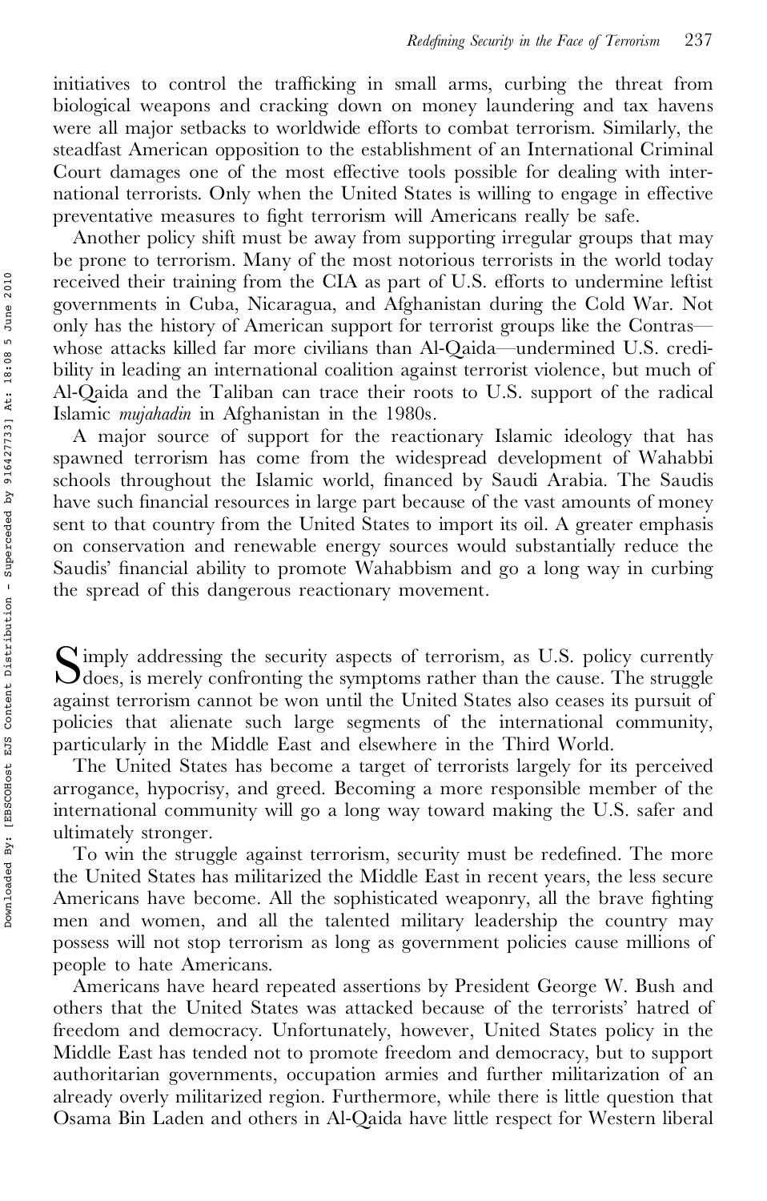initiatives to control the trafficking in small arms, curbing the threat from biological weapons and cracking down on money laundering and tax havens were all major setbacks to worldwide efforts to combat terrorism. Similarly, the steadfast American opposition to the establishment of an International Criminal Court damages one of the most effective tools possible for dealing with international terrorists. Only when the United States is willing to engage in effective preventative measures to fight terrorism will Americans really be safe.

Another policy shift must be away from supporting irregular groups that may be prone to terrorism. Many of the most notorious terrorists in the world today received their training from the CIA as part of U.S. efforts to undermine leftist governments in Cuba, Nicaragua, and Afghanistan during the Cold War. Not only has the history of American support for terrorist groups like the Contras—whose attacks killed far more civilians than Al-Qaida—undermined U.S. credibility in leading an international coalition against terrorist violence, but much of Al-Qaida and the Taliban can trace their roots to U.S. support of the radical Islamic *mujahadin* in Afghanistan in the 1980s.

A major source of support for the reactionary Islamic ideology that has spawned terrorism has come from the widespread development of Wahabbi schools throughout the Islamic world, financed by Saudi Arabia. The Saudis have such financial resources in large part because of the vast amounts of money sent to that country from the United States to import its oil. A greater emphasis on conservation and renewable energy sources would substantially reduce the Saudis' financial ability to promote Wahabbism and go a long way in curbing the spread of this dangerous reactionary movement.

Simply addressing the security aspects of terrorism, as U.S. policy currently does, is merely confronting the symptoms rather than the cause. The struggle against terrorism cannot be won until the United States also ceases its pursuit of policies that alienate such large segments of the international community, particularly in the Middle East and elsewhere in the Third World.

The United States has become a target of terrorists largely for its perceived arrogance, hypocrisy, and greed. Becoming a more responsible member of the international community will go a long way toward making the U.S. safer and ultimately stronger.

To win the struggle against terrorism, security must be redefined. The more the United States has militarized the Middle East in recent years, the less secure Americans have become. All the sophisticated weaponry, all the brave fighting men and women, and all the talented military leadership the country may possess will not stop terrorism as long as government policies cause millions of people to hate Americans.

Americans have heard repeated assertions by President George W. Bush and others that the United States was attacked because of the terrorists' hatred of freedom and democracy. Unfortunately, however, United States policy in the Middle East has tended not to promote freedom and democracy, but to support authoritarian governments, occupation armies and further militarization of an already overly militarized region. Furthermore, while there is little question that Osama Bin Laden and others in Al-Qaida have little respect for Western liberal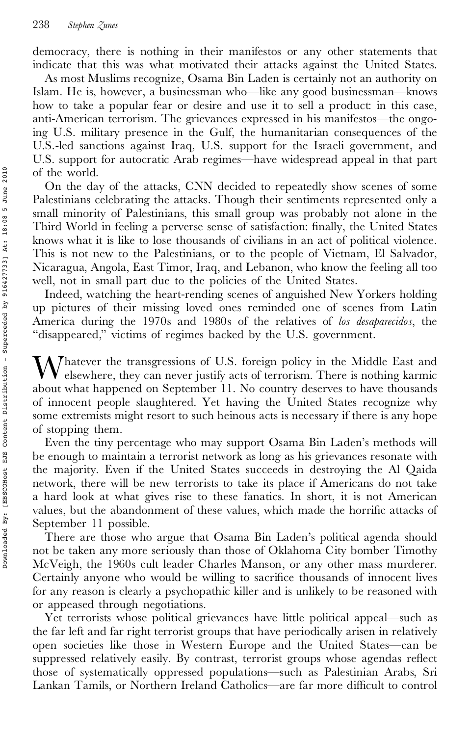democracy, there is nothing in their manifestos or any other statements that indicate that this was what motivated their attacks against the United States.

As most Muslims recognize, Osama Bin Laden is certainly not an authority on Islam. He is, however, a businessman who—like any good businessman—knows how to take a popular fear or desire and use it to sell a product: in this case, anti-American terrorism. The grievances expressed in his manifestos—the ongoing U.S. military presence in the Gulf, the humanitarian consequences of the U.S.-led sanctions against Iraq, U.S. support for the Israeli government, and U.S. support for autocratic Arab regimes—have widespread appeal in that part of the world.

On the day of the attacks, CNN decided to repeatedly show scenes of some Palestinians celebrating the attacks. Though their sentiments represented only a small minority of Palestinians, this small group was probably not alone in the Third World in feeling a perverse sense of satisfaction: finally, the United States knows what it is like to lose thousands of civilians in an act of political violence. This is not new to the Palestinians, or to the people of Vietnam, El Salvador, Nicaragua, Angola, East Timor, Iraq, and Lebanon, who know the feeling all too well, not in small part due to the policies of the United States.

Indeed, watching the heart-rending scenes of anguished New Yorkers holding up pictures of their missing loved ones reminded one of scenes from Latin America during the 1970s and 1980s of the relatives of *los desaparecidos*, the "disappeared," victims of regimes backed by the U.S. government.

Whatever the transgressions of U.S. foreign policy in the Middle East and elsewhere, they can never justify acts of terrorism. There is nothing karmic about what happened on September 11. No country deserves to have thousands of innocent people slaughtered. Yet having the United States recognize why some extremists might resort to such heinous acts is necessary if there is any hope of stopping them.

Even the tiny percentage who may support Osama Bin Laden's methods will be enough to maintain a terrorist network as long as his grievances resonate with the majority. Even if the United States succeeds in destroying the Al Qaida network, there will be new terrorists to take its place if Americans do not take a hard look at what gives rise to these fanatics. In short, it is not American values, but the abandonment of these values, which made the horrific attacks of September 11 possible.

There are those who argue that Osama Bin Laden's political agenda should not be taken any more seriously than those of Oklahoma City bomber Timothy McVeigh, the 1960s cult leader Charles Manson, or any other mass murderer. Certainly anyone who would be willing to sacrifice thousands of innocent lives for any reason is clearly a psychopathic killer and is unlikely to be reasoned with or appeased through negotiations.

Yet terrorists whose political grievances have little political appeal—such as the far left and far right terrorist groups that have periodically arisen in relatively open societies like those in Western Europe and the United States—can be suppressed relatively easily. By contrast, terrorist groups whose agendas reflect those of systematically oppressed populations—such as Palestinian Arabs, Sri Lankan Tamils, or Northern Ireland Catholics—are far more difficult to control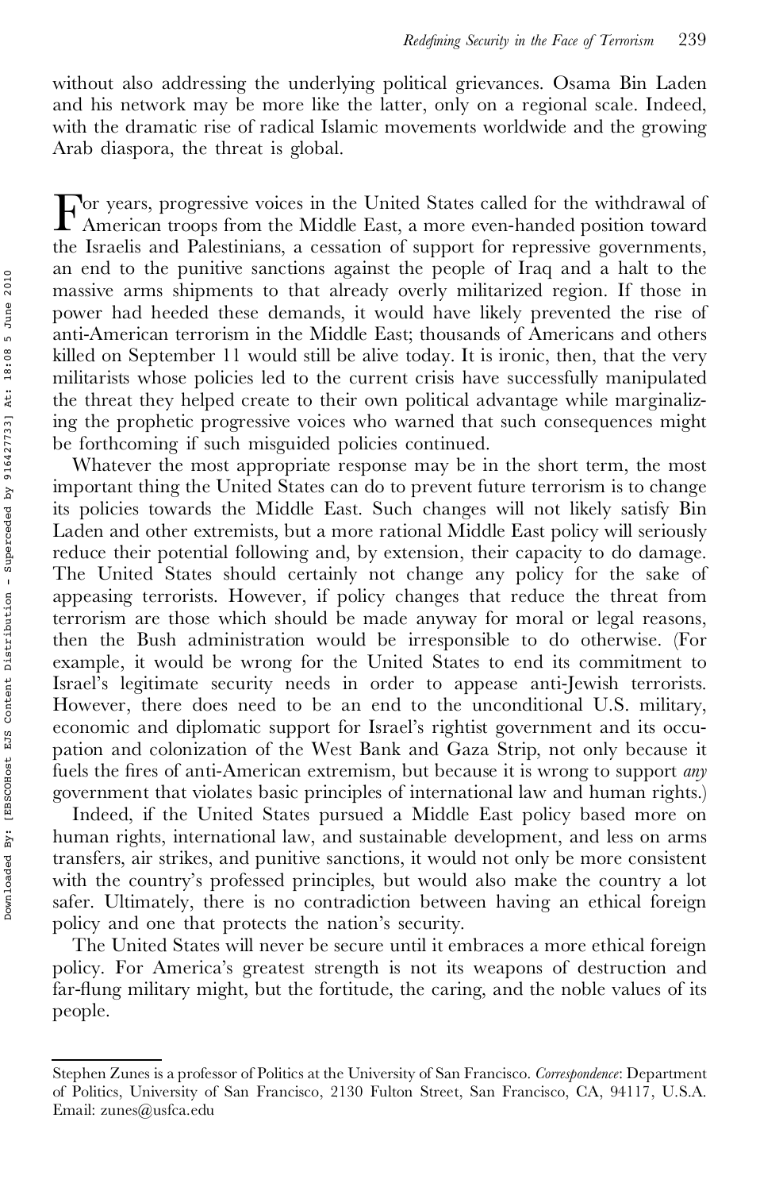without also addressing the underlying political grievances. Osama Bin Laden and his network may be more like the latter, only on a regional scale. Indeed, with the dramatic rise of radical Islamic movements worldwide and the growing Arab diaspora, the threat is global.

For years, progressive voices in the United States called for the withdrawal of American troops from the Middle East, a more even-handed position toward the Israelis and Palestinians, a cessation of support for repressive governments, an end to the punitive sanctions against the people of Iraq and a halt to the massive arms shipments to that already overly militarized region. If those in power had heeded these demands, it would have likely prevented the rise of anti-American terrorism in the Middle East; thousands of Americans and others killed on September 11 would still be alive today. It is ironic, then, that the very militarists whose policies led to the current crisis have successfully manipulated the threat they helped create to their own political advantage while marginalizing the prophetic progressive voices who warned that such consequences might be forthcoming if such misguided policies continued.

Whatever the most appropriate response may be in the short term, the most important thing the United States can do to prevent future terrorism is to change its policies towards the Middle East. Such changes will not likely satisfy Bin Laden and other extremists, but a more rational Middle East policy will seriously reduce their potential following and, by extension, their capacity to do damage. The United States should certainly not change any policy for the sake of appeasing terrorists. However, if policy changes that reduce the threat from terrorism are those which should be made anyway for moral or legal reasons, then the Bush administration would be irresponsible to do otherwise. (For example, it would be wrong for the United States to end its commitment to Israel's legitimate security needs in order to appease anti-Jewish terrorists. However, there does need to be an end to the unconditional U.S. military, economic and diplomatic support for Israel's rightist government and its occupation and colonization of the West Bank and Gaza Strip, not only because it fuels the fires of anti-American extremism, but because it is wrong to support *any* government that violates basic principles of international law and human rights.)

Indeed, if the United States pursued a Middle East policy based more on human rights, international law, and sustainable development, and less on arms transfers, air strikes, and punitive sanctions, it would not only be more consistent with the country's professed principles, but would also make the country a lot safer. Ultimately, there is no contradiction between having an ethical foreign policy and one that protects the nation's security.

The United States will never be secure until it embraces a more ethical foreign policy. For America's greatest strength is not its weapons of destruction and far-flung military might, but the fortitude, the caring, and the noble values of its people.

---

Stephen Zunes is a professor of Politics at the University of San Francisco. *Correspondence*: Department of Politics, University of San Francisco, 2130 Fulton Street, San Francisco, CA, 94117, U.S.A. Email: zunes@usfca.edu